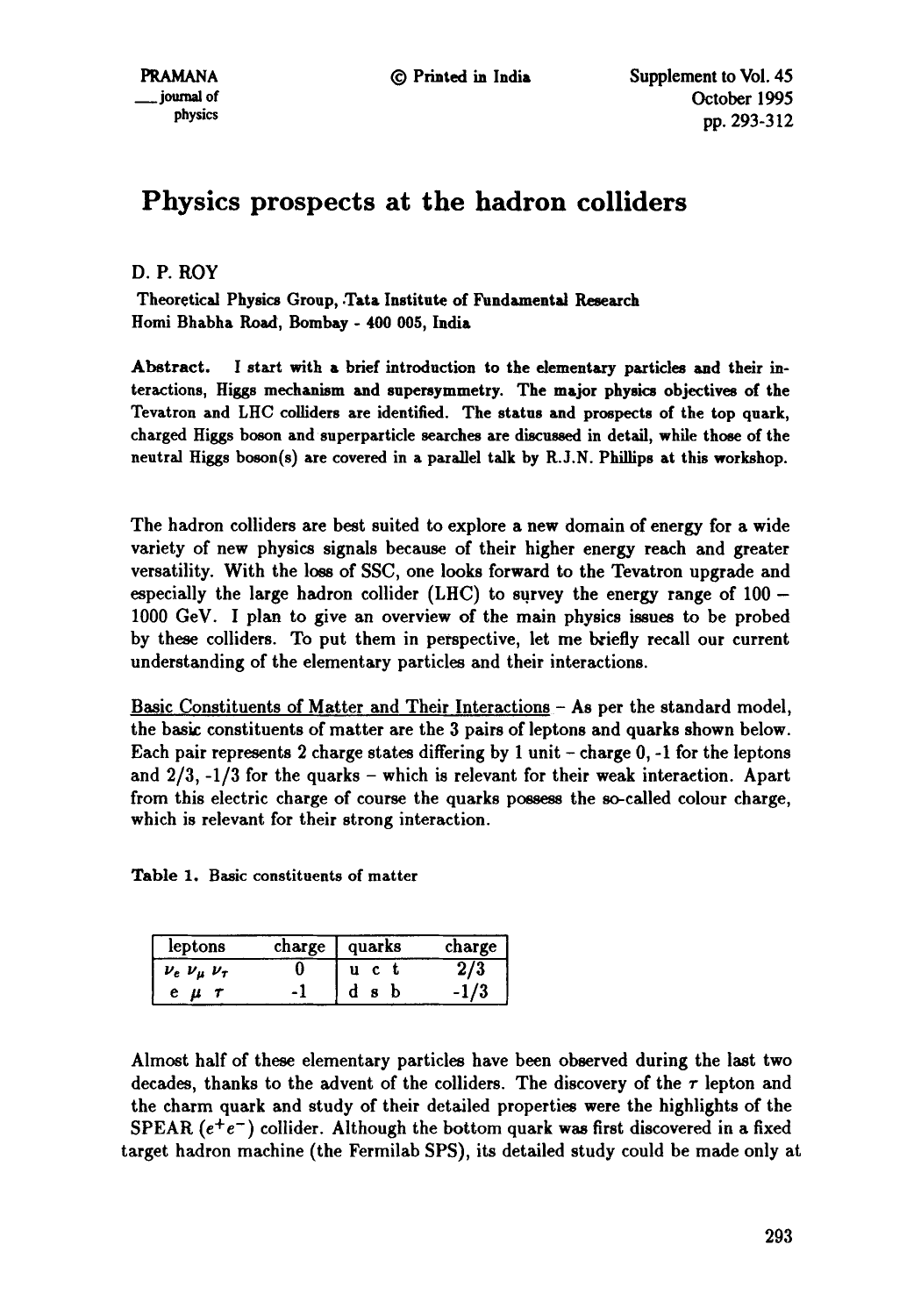# Physics prospects at the hadron colliders

D. P. ROY

Theoretical Physics Group, Tata Institute of Fundamental Research
Homi Bhabha Road, Bombay - 400 005, India

**Abstract.** I start with a brief introduction to the elementary particles and their interactions, Higgs mechanism and supersymmetry. The major physics objectives of the Tevatron and LHC colliders are identified. The status and prospects of the top quark, charged Higgs boson and superparticle searches are discussed in detail, while those of the neutral Higgs boson(s) are covered in a parallel talk by R.J.N. Phillips at this workshop.

The hadron colliders are best suited to explore a new domain of energy for a wide variety of new physics signals because of their higher energy reach and greater versatility. With the loss of SSC, one looks forward to the Tevatron upgrade and especially the large hadron collider (LHC) to survey the energy range of 100 – 1000 GeV. I plan to give an overview of the main physics issues to be probed by these colliders. To put them in perspective, let me briefly recall our current understanding of the elementary particles and their interactions.

Basic Constituents of Matter and Their Interactions – As per the standard model, the basic constituents of matter are the 3 pairs of leptons and quarks shown below. Each pair represents 2 charge states differing by 1 unit – charge 0, -1 for the leptons and 2/3, -1/3 for the quarks – which is relevant for their weak interaction. Apart from this electric charge of course the quarks possess the so-called colour charge, which is relevant for their strong interaction.

Table 1. Basic constituents of matter

| leptons | charge | quarks | charge |
|---|---|---|---|
| $\nu_e \; \nu_\mu \; \nu_\tau$ | 0 | u c t | 2/3 |
| e $\mu$ $\tau$ | -1 | d s b | -1/3 |

Almost half of these elementary particles have been observed during the last two decades, thanks to the advent of the colliders. The discovery of the $\tau$ lepton and the charm quark and study of their detailed properties were the highlights of the SPEAR ($e^+e^-$) collider. Although the bottom quark was first discovered in a fixed target hadron machine (the Fermilab SPS), its detailed study could be made only at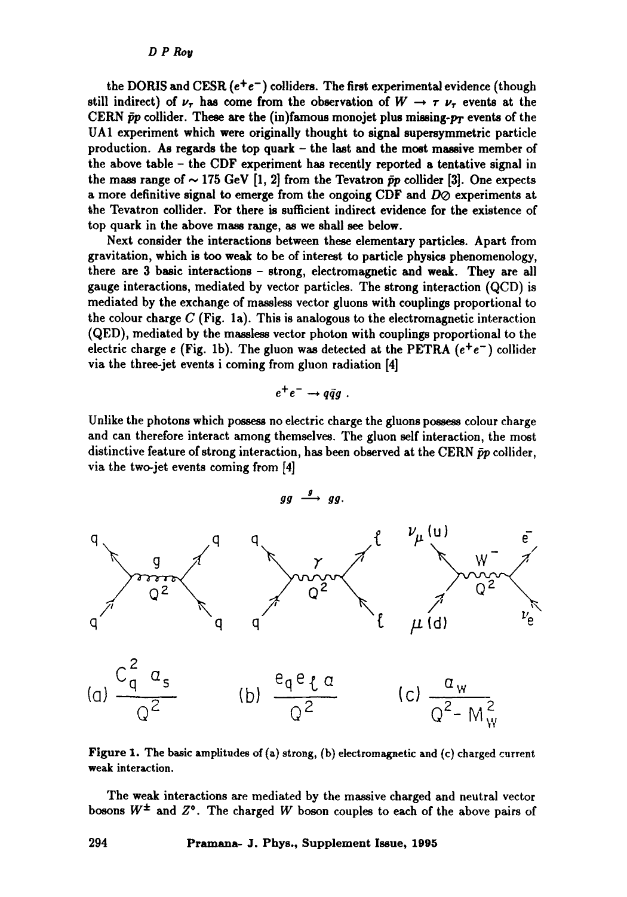the DORIS and CESR ($e^+e^-$) colliders. The first experimental evidence (though still indirect) of $\nu_\tau$ has come from the observation of $W \rightarrow \tau\ \nu_\tau$ events at the CERN $\bar{p}p$ collider. These are the (in)famous monojet plus missing-$p_T$ events of the UA1 experiment which were originally thought to signal supersymmetric particle production. As regards the top quark – the last and the most massive member of the above table – the CDF experiment has recently reported a tentative signal in the mass range of $\sim 175$ GeV [1, 2] from the Tevatron $\bar{p}p$ collider [3]. One expects a more definitive signal to emerge from the ongoing CDF and $D\oslash$ experiments at the Tevatron collider. For there is sufficient indirect evidence for the existence of top quark in the above mass range, as we shall see below.

Next consider the interactions between these elementary particles. Apart from gravitation, which is too weak to be of interest to particle physics phenomenology, there are 3 basic interactions – strong, electromagnetic and weak. They are all gauge interactions, mediated by vector particles. The strong interaction (QCD) is mediated by the exchange of massless vector gluons with couplings proportional to the colour charge $C$ (Fig. 1a). This is analogous to the electromagnetic interaction (QED), mediated by the massless vector photon with couplings proportional to the electric charge $e$ (Fig. 1b). The gluon was detected at the PETRA ($e^+e^-$) collider via the three-jet events i coming from gluon radiation [4]

$$e^+e^- \rightarrow q\bar{q}g \ .$$

Unlike the photons which possess no electric charge the gluons possess colour charge and can therefore interact among themselves. The gluon self interaction, the most distinctive feature of strong interaction, has been observed at the CERN $\bar{p}p$ collider, via the two-jet events coming from [4]

$$gg \xrightarrow{g} gg.$$

(a) $\dfrac{C_q^2\ \alpha_s}{Q^2}$ (b) $\dfrac{e_q e_\ell\ \alpha}{Q^2}$ (c) $\dfrac{\alpha_W}{Q^2 - M_W^2}$

Figure 1. The basic amplitudes of (a) strong, (b) electromagnetic and (c) charged current weak interaction.

The weak interactions are mediated by the massive charged and neutral vector bosons $W^\pm$ and $Z^\circ$. The charged $W$ boson couples to each of the above pairs of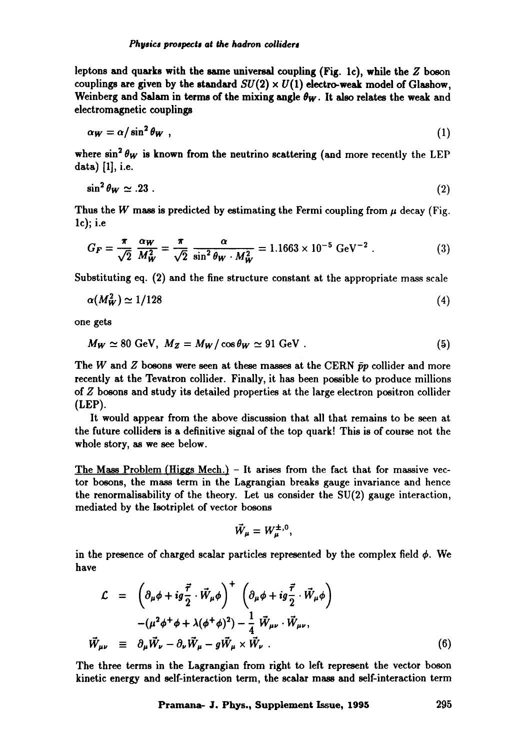leptons and quarks with the same universal coupling (Fig. 1c), while the $Z$ boson couplings are given by the standard $SU(2) \times U(1)$ electro-weak model of Glashow, Weinberg and Salam in terms of the mixing angle $\theta_W$. It also relates the weak and electromagnetic couplings

$$\alpha_W = \alpha / \sin^2 \theta_W \ , \tag{1}$$

where $\sin^2 \theta_W$ is known from the neutrino scattering (and more recently the LEP data) [1], i.e.

$$\sin^2 \theta_W \simeq .23 \ . \tag{2}$$

Thus the $W$ mass is predicted by estimating the Fermi coupling from $\mu$ decay (Fig. 1c); i.e

$$G_F = \frac{\pi}{\sqrt{2}} \frac{\alpha_W}{M_W^2} = \frac{\pi}{\sqrt{2}} \frac{\alpha}{\sin^2 \theta_W \cdot M_W^2} = 1.1663 \times 10^{-5} \ \text{GeV}^{-2} \ . \tag{3}$$

Substituting eq. (2) and the fine structure constant at the appropriate mass scale

$$\alpha(M_W^2) \simeq 1/128 \tag{4}$$

one gets

$$M_W \simeq 80 \ \text{GeV}, \ M_Z = M_W / \cos \theta_W \simeq 91 \ \text{GeV} \ . \tag{5}$$

The $W$ and $Z$ bosons were seen at these masses at the CERN $\bar{p}p$ collider and more recently at the Tevatron collider. Finally, it has been possible to produce millions of $Z$ bosons and study its detailed properties at the large electron positron collider (LEP).

It would appear from the above discussion that all that remains to be seen at the future colliders is a definitive signal of the top quark! This is of course not the whole story, as we see below.

The Mass Problem (Higgs Mech.) – It arises from the fact that for massive vector bosons, the mass term in the Lagrangian breaks gauge invariance and hence the renormalisability of the theory. Let us consider the SU(2) gauge interaction, mediated by the Isotriplet of vector bosons

$$\vec{W}_\mu = W_\mu^{\pm,0},$$

in the presence of charged scalar particles represented by the complex field $\phi$. We have

$$\begin{aligned}
\mathcal{L} &= \left( \partial_\mu \phi + ig \frac{\vec{\tau}}{2} \cdot \vec{W}_\mu \phi \right)^+ \left( \partial_\mu \phi + ig \frac{\vec{\tau}}{2} \cdot \vec{W}_\mu \phi \right) \\
&\quad - (\mu^2 \phi^+ \phi + \lambda (\phi^+ \phi)^2) - \frac{1}{4} \vec{W}_{\mu\nu} \cdot \vec{W}_{\mu\nu}, \\
\vec{W}_{\mu\nu} &\equiv \partial_\mu \vec{W}_\nu - \partial_\nu \vec{W}_\mu - g \vec{W}_\mu \times \vec{W}_\nu \ .
\end{aligned} \tag{6}$$

The three terms in the Lagrangian from right to left represent the vector boson kinetic energy and self-interaction term, the scalar mass and self-interaction term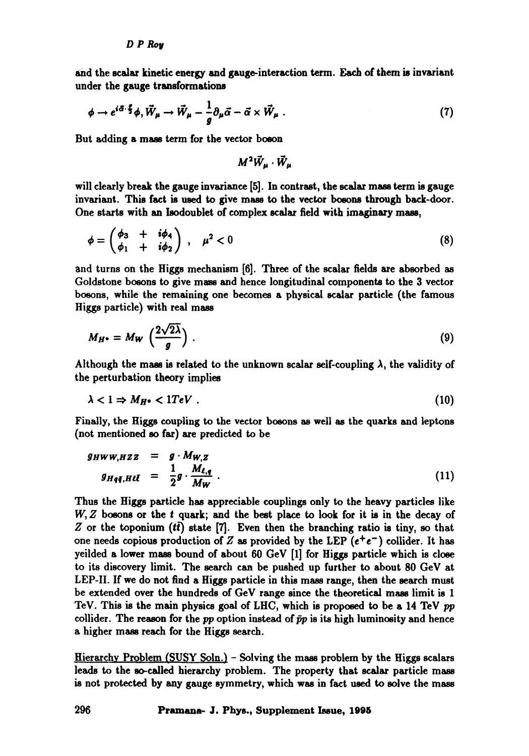and the scalar kinetic energy and gauge-interaction term. Each of them is invariant under the gauge transformations

$$\phi \to e^{i\vec{\alpha}\cdot\frac{\vec{\tau}}{2}}\phi, \vec{W}_\mu \to \vec{W}_\mu - \frac{1}{g}\partial_\mu\vec{\alpha} - \vec{\alpha} \times \vec{W}_\mu \ . \tag{7}$$

But adding a mass term for the vector boson

$$M^2 \vec{W}_\mu \cdot \vec{W}_\mu$$

will clearly break the gauge invariance [5]. In contrast, the scalar mass term is gauge invariant. This fact is used to give mass to the vector bosons through back-door. One starts with an Isodoublet of complex scalar field with imaginary mass,

$$\phi = \begin{pmatrix} \phi_3 & + & i\phi_4 \\ \phi_1 & + & i\phi_2 \end{pmatrix} \ , \quad \mu^2 < 0 \tag{8}$$

and turns on the Higgs mechanism [6]. Three of the scalar fields are absorbed as Goldstone bosons to give mass and hence longitudinal components to the 3 vector bosons, while the remaining one becomes a physical scalar particle (the famous Higgs particle) with real mass

$$M_{H^\circ} = M_W \left(\frac{2\sqrt{2\lambda}}{g}\right) \ . \tag{9}$$

Although the mass is related to the unknown scalar self-coupling $\lambda$, the validity of the perturbation theory implies

$$\lambda < 1 \Rightarrow M_{H^\circ} < 1TeV \ . \tag{10}$$

Finally, the Higgs coupling to the vector bosons as well as the quarks and leptons (not mentioned so far) are predicted to be

$$\begin{aligned} g_{HWW,HZZ} &= g \cdot M_{W,Z} \\ g_{Hq\bar{q},H\ell\bar{\ell}} &= \frac{1}{2}g \cdot \frac{M_{\ell,q}}{M_W} \ . \end{aligned} \tag{11}$$

Thus the Higgs particle has appreciable couplings only to the heavy particles like $W, Z$ bosons or the $t$ quark; and the best place to look for it is in the decay of $Z$ or the toponium ($t\bar{t}$) state [7]. Even then the branching ratio is tiny, so that one needs copious production of $Z$ as provided by the LEP ($e^+e^-$) collider. It has yeilded a lower mass bound of about 60 GeV [1] for Higgs particle which is close to its discovery limit. The search can be pushed up further to about 80 GeV at LEP-II. If we do not find a Higgs particle in this mass range, then the search must be extended over the hundreds of GeV range since the theoretical mass limit is 1 TeV. This is the main physics goal of LHC, which is proposed to be a 14 TeV $pp$ collider. The reason for the $pp$ option instead of $\bar{p}p$ is its high luminosity and hence a higher mass reach for the Higgs search.

Hierarchy Problem (SUSY Soln.) – Solving the mass problem by the Higgs scalars leads to the so-called hierarchy problem. The property that scalar particle mass is not protected by any gauge symmetry, which was in fact used to solve the mass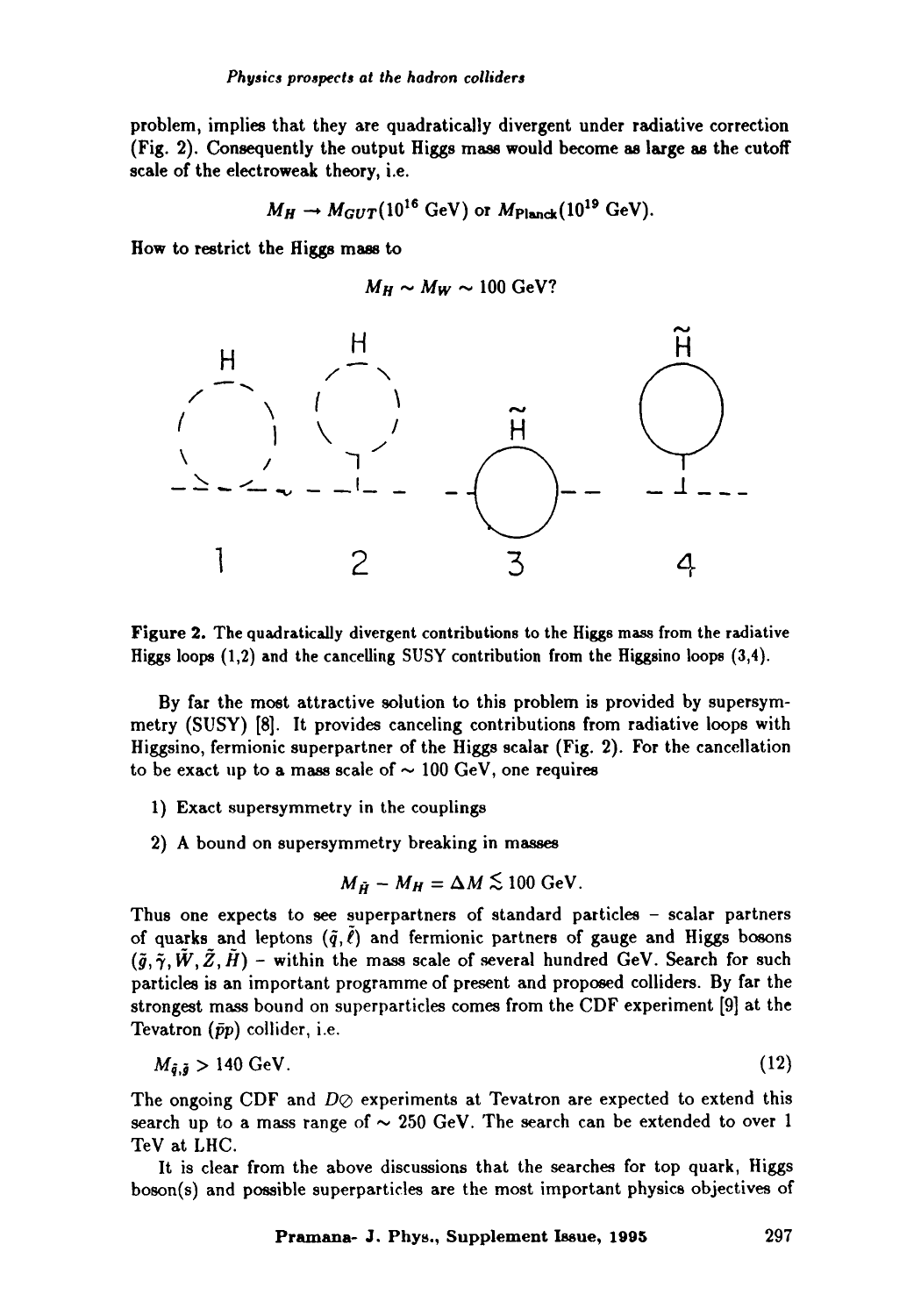problem, implies that they are quadratically divergent under radiative correction (Fig. 2). Consequently the output Higgs mass would become as large as the cutoff scale of the electroweak theory, i.e.

$$M_H \rightarrow M_{GUT}(10^{16}\text{ GeV}) \text{ or } M_{\text{Planck}}(10^{19}\text{ GeV}).$$

How to restrict the Higgs mass to

$$M_H \sim M_W \sim 100\text{ GeV?}$$

Figure 2. The quadratically divergent contributions to the Higgs mass from the radiative Higgs loops (1,2) and the cancelling SUSY contribution from the Higgsino loops (3,4).

By far the most attractive solution to this problem is provided by supersymmetry (SUSY) [8]. It provides canceling contributions from radiative loops with Higgsino, fermionic superpartner of the Higgs scalar (Fig. 2). For the cancellation to be exact up to a mass scale of $\sim$ 100 GeV, one requires

1) Exact supersymmetry in the couplings
2) A bound on supersymmetry breaking in masses

$$M_{\tilde{H}} - M_H = \Delta M \lesssim 100\text{ GeV}.$$

Thus one expects to see superpartners of standard particles – scalar partners of quarks and leptons $(\tilde{q}, \tilde{\ell})$ and fermionic partners of gauge and Higgs bosons $(\tilde{g}, \tilde{\gamma}, \tilde{W}, \tilde{Z}, \tilde{H})$ – within the mass scale of several hundred GeV. Search for such particles is an important programme of present and proposed colliders. By far the strongest mass bound on superparticles comes from the CDF experiment [9] at the Tevatron ($\bar{p}p$) collider, i.e.

$$M_{\tilde{q},\tilde{g}} > 140\text{ GeV}. \tag{12}$$

The ongoing CDF and $D\oslash$ experiments at Tevatron are expected to extend this search up to a mass range of $\sim$ 250 GeV. The search can be extended to over 1 TeV at LHC.

It is clear from the above discussions that the searches for top quark, Higgs boson(s) and possible superparticles are the most important physics objectives of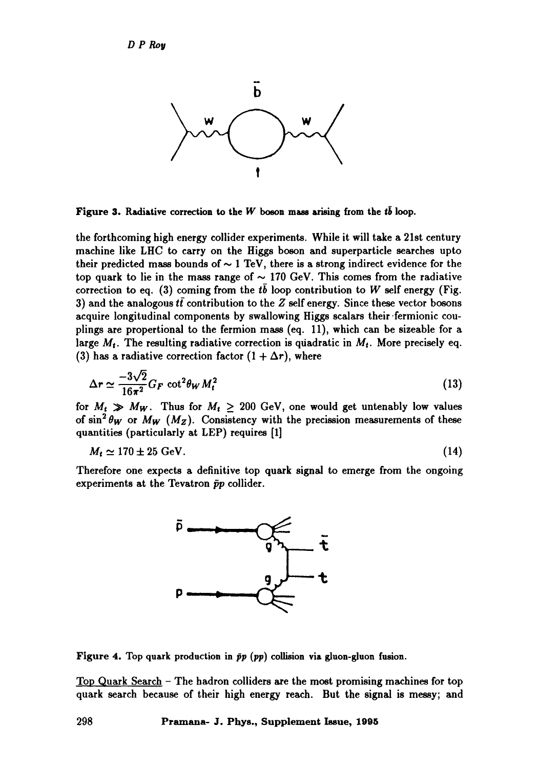Figure 3. Radiative correction to the $W$ boson mass arising from the $t\bar{b}$ loop.

the forthcoming high energy collider experiments. While it will take a 21st century machine like LHC to carry on the Higgs boson and superparticle searches upto their predicted mass bounds of $\sim 1$ TeV, there is a strong indirect evidence for the top quark to lie in the mass range of $\sim 170$ GeV. This comes from the radiative correction to eq. (3) coming from the $t\bar{b}$ loop contribution to $W$ self energy (Fig. 3) and the analogous $t\bar{t}$ contribution to the $Z$ self energy. Since these vector bosons acquire longitudinal components by swallowing Higgs scalars their fermionic couplings are propertional to the fermion mass (eq. 11), which can be sizeable for a large $M_t$. The resulting radiative correction is quadratic in $M_t$. More precisely eq. (3) has a radiative correction factor $(1 + \Delta r)$, where

$$\Delta r \simeq \frac{-3\sqrt{2}}{16\pi^2} G_F \cot^2\theta_W M_t^2 \tag{13}$$

for $M_t \gg M_W$. Thus for $M_t \geq 200$ GeV, one would get untenably low values of $\sin^2\theta_W$ or $M_W$ ($M_Z$). Consistency with the precission measurements of these quantities (particularly at LEP) requires [1]

$$M_t \simeq 170 \pm 25 \text{ GeV}. \tag{14}$$

Therefore one expects a definitive top quark signal to emerge from the ongoing experiments at the Tevatron $\bar{p}p$ collider.

Figure 4. Top quark production in $\bar{p}p$ ($pp$) collision via gluon-gluon fusion.

Top Quark Search – The hadron colliders are the most promising machines for top quark search because of their high energy reach. But the signal is messy; and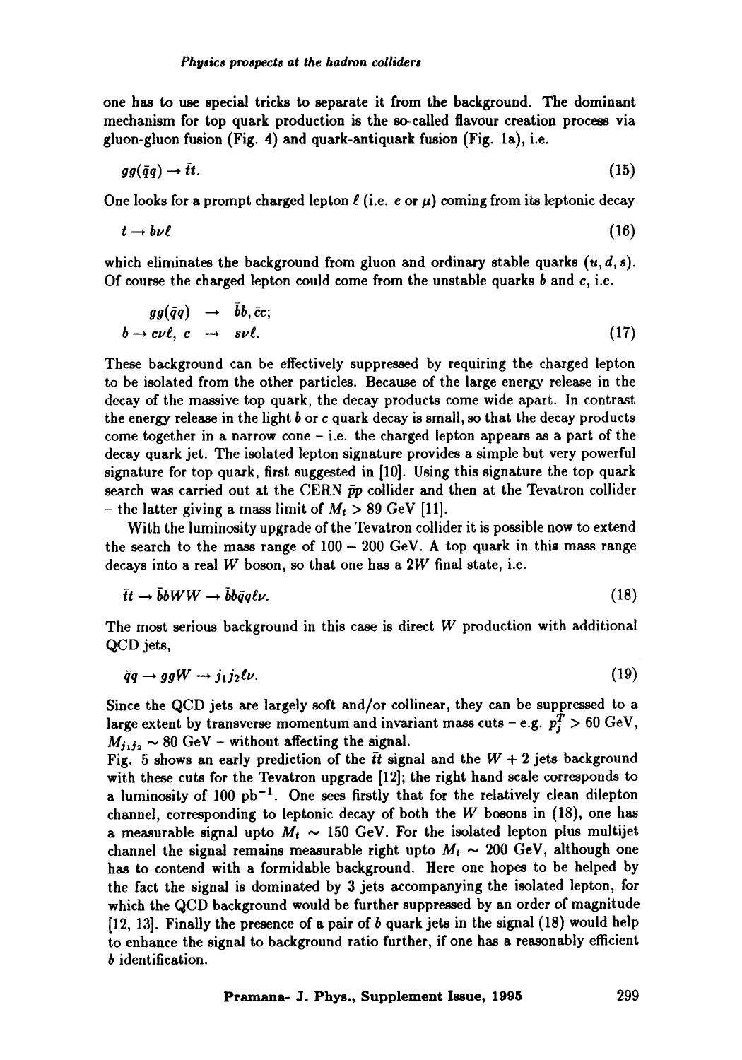one has to use special tricks to separate it from the background. The dominant mechanism for top quark production is the so-called flavour creation process via gluon-gluon fusion (Fig. 4) and quark-antiquark fusion (Fig. 1a), i.e.

$$gg(\bar{q}q) \rightarrow \bar{t}t. \tag{15}$$

One looks for a prompt charged lepton $\ell$ (i.e. $e$ or $\mu$) coming from its leptonic decay

$$t \rightarrow b\nu\ell \tag{16}$$

which eliminates the background from gluon and ordinary stable quarks $(u, d, s)$. Of course the charged lepton could come from the unstable quarks $b$ and $c$, i.e.

$$\begin{aligned} gg(\bar{q}q) &\rightarrow \bar{b}b, \bar{c}c; \\ b \rightarrow c\nu\ell,\ c &\rightarrow s\nu\ell. \end{aligned} \tag{17}$$

These background can be effectively suppressed by requiring the charged lepton to be isolated from the other particles. Because of the large energy release in the decay of the massive top quark, the decay products come wide apart. In contrast the energy release in the light $b$ or $c$ quark decay is small, so that the decay products come together in a narrow cone – i.e. the charged lepton appears as a part of the decay quark jet. The isolated lepton signature provides a simple but very powerful signature for top quark, first suggested in [10]. Using this signature the top quark search was carried out at the CERN $\bar{p}p$ collider and then at the Tevatron collider – the latter giving a mass limit of $M_t > 89$ GeV [11].

With the luminosity upgrade of the Tevatron collider it is possible now to extend the search to the mass range of $100 - 200$ GeV. A top quark in this mass range decays into a real $W$ boson, so that one has a $2W$ final state, i.e.

$$\bar{t}t \rightarrow \bar{b}bWW \rightarrow \bar{b}b\bar{q}q\ell\nu. \tag{18}$$

The most serious background in this case is direct $W$ production with additional QCD jets,

$$\bar{q}q \rightarrow ggW \rightarrow j_1 j_2 \ell\nu. \tag{19}$$

Since the QCD jets are largely soft and/or collinear, they can be suppressed to a large extent by transverse momentum and invariant mass cuts – e.g. $p_j^T > 60$ GeV, $M_{j_1 j_2} \sim 80$ GeV – without affecting the signal.

Fig. 5 shows an early prediction of the $\bar{t}t$ signal and the $W + 2$ jets background with these cuts for the Tevatron upgrade [12]; the right hand scale corresponds to a luminosity of 100 pb$^{-1}$. One sees firstly that for the relatively clean dilepton channel, corresponding to leptonic decay of both the $W$ bosons in (18), one has a measurable signal upto $M_t \sim 150$ GeV. For the isolated lepton plus multijet channel the signal remains measurable right upto $M_t \sim 200$ GeV, although one has to contend with a formidable background. Here one hopes to be helped by the fact the signal is dominated by 3 jets accompanying the isolated lepton, for which the QCD background would be further suppressed by an order of magnitude [12, 13]. Finally the presence of a pair of $b$ quark jets in the signal (18) would help to enhance the signal to background ratio further, if one has a reasonably efficient $b$ identification.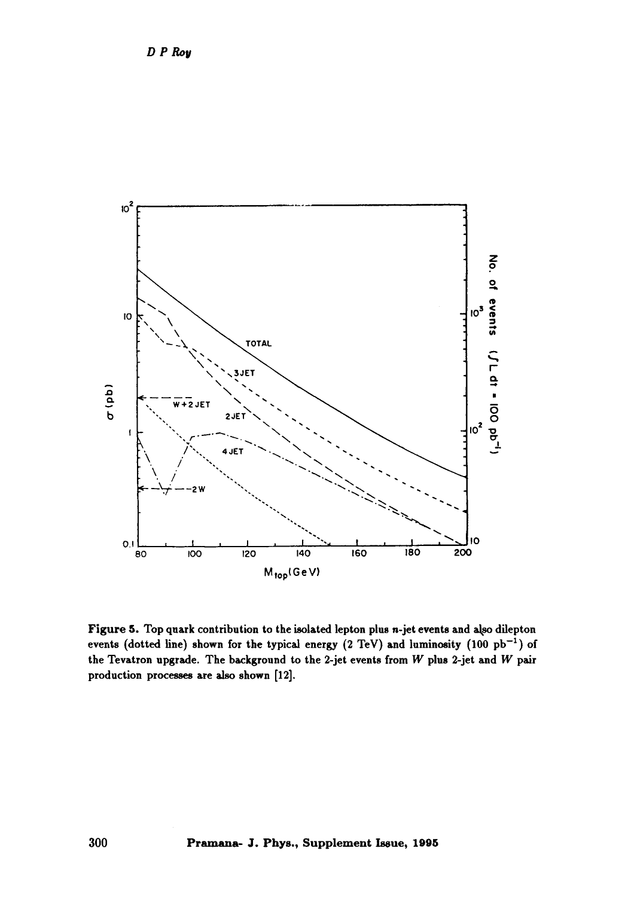Figure 5. Top quark contribution to the isolated lepton plus $n$-jet events and also dilepton events (dotted line) shown for the typical energy (2 TeV) and luminosity (100 $pb^{-1}$) of the Tevatron upgrade. The background to the 2-jet events from $W$ plus 2-jet and $W$ pair production processes are also shown [12].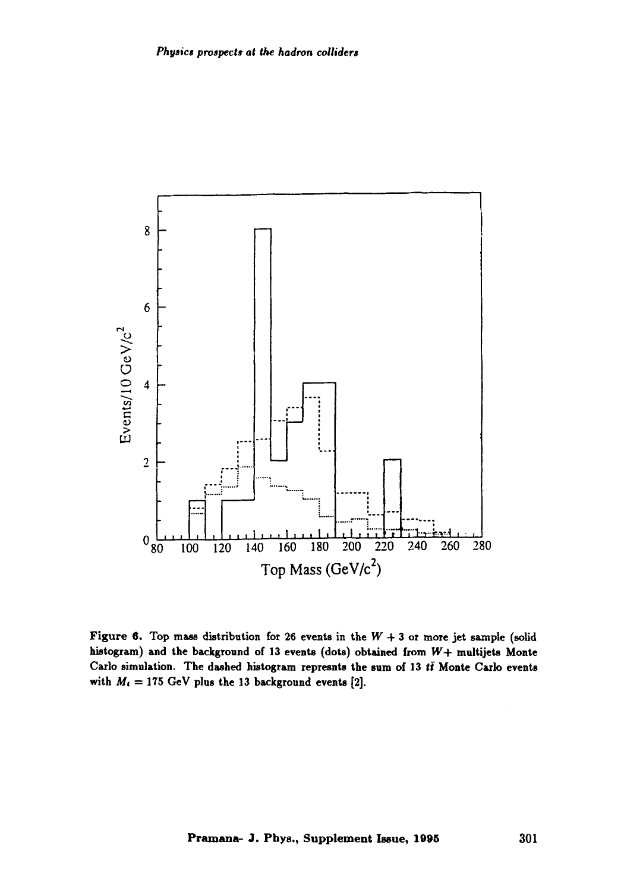Figure 6. Top mass distribution for 26 events in the $W + 3$ or more jet sample (solid histogram) and the background of 13 events (dots) obtained from $W+$ multijets Monte Carlo simulation. The dashed histogram represnts the sum of 13 $t\bar{t}$ Monte Carlo events with $M_t = 175$ GeV plus the 13 background events [2].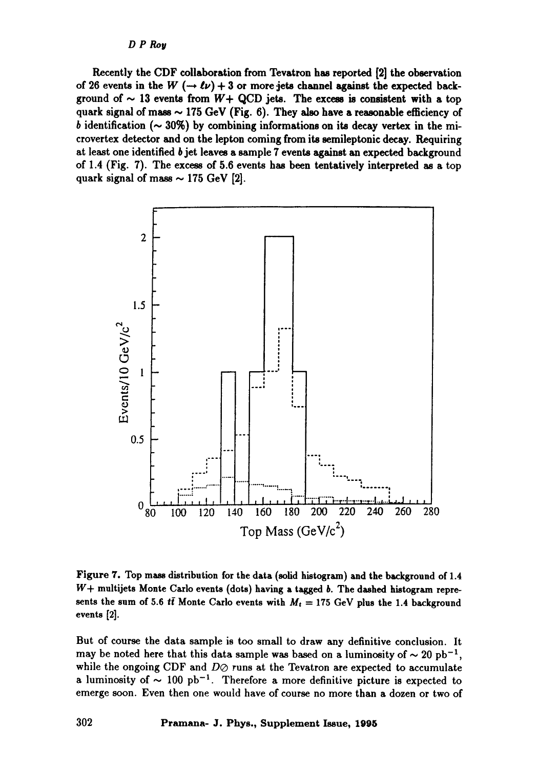Recently the CDF collaboration from Tevatron has reported [2] the observation of 26 events in the $W$ ($\rightarrow \ell\nu$) + 3 or more jets channel against the expected background of $\sim$ 13 events from $W$+ QCD jets. The excess is consistent with a top quark signal of mass $\sim$ 175 GeV (Fig. 6). They also have a reasonable efficiency of $b$ identification ($\sim$ 30%) by combining informations on its decay vertex in the microvertex detector and on the lepton coming from its semileptonic decay. Requiring at least one identified $b$ jet leaves a sample 7 events against an expected background of 1.4 (Fig. 7). The excess of 5.6 events has been tentatively interpreted as a top quark signal of mass $\sim$ 175 GeV [2].

**Figure 7.** Top mass distribution for the data (solid histogram) and the background of 1.4 $W$+ multijets Monte Carlo events (dots) having a tagged $b$. The dashed histogram represents the sum of 5.6 $t\bar{t}$ Monte Carlo events with $M_t$ = 175 GeV plus the 1.4 background events [2].

But of course the data sample is too small to draw any definitive conclusion. It may be noted here that this data sample was based on a luminosity of $\sim$ 20 pb$^{-1}$, while the ongoing CDF and D⊘ runs at the Tevatron are expected to accumulate a luminosity of $\sim$ 100 pb$^{-1}$. Therefore a more definitive picture is expected to emerge soon. Even then one would have of course no more than a dozen or two of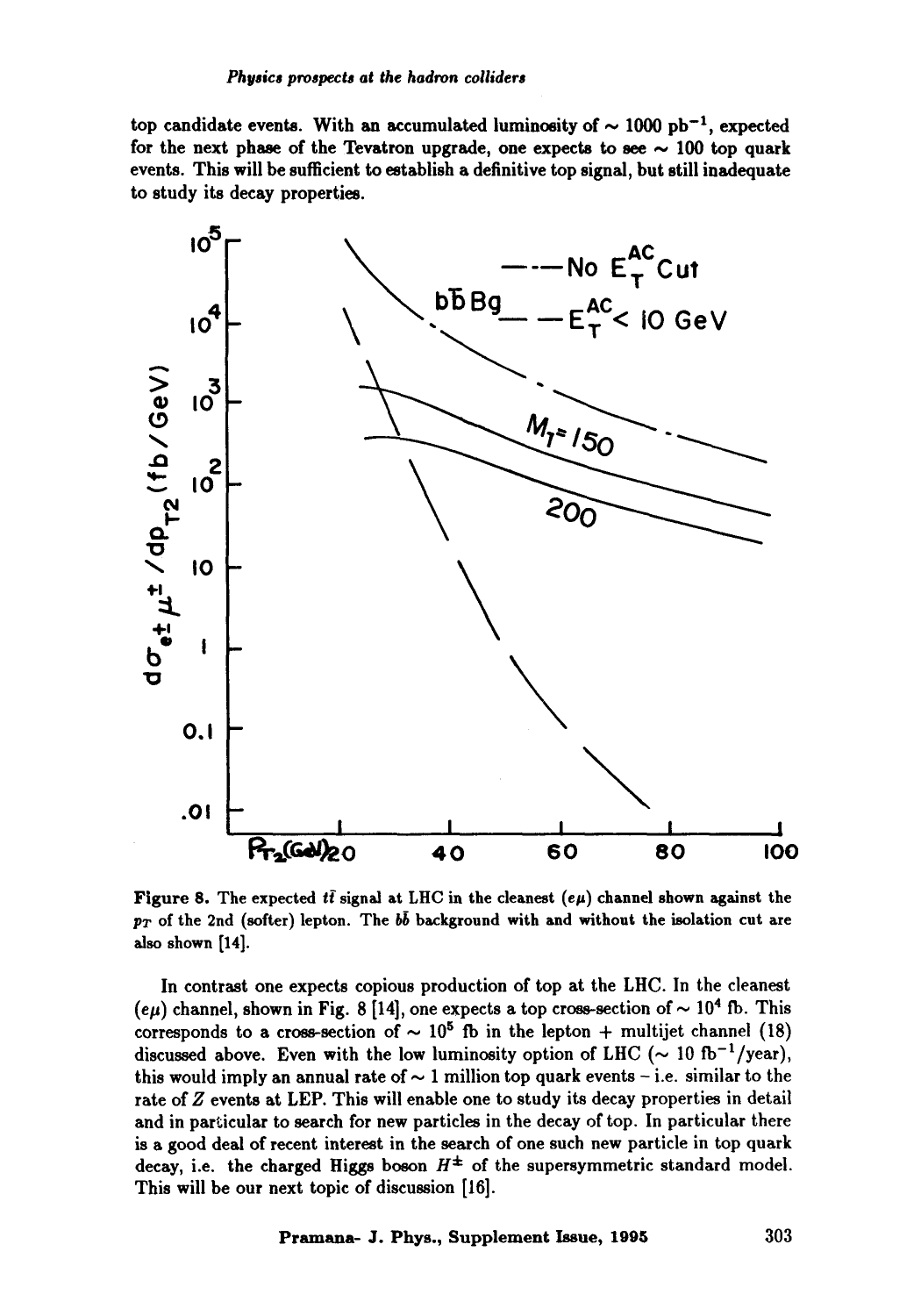top candidate events. With an accumulated luminosity of $\sim 1000$ pb$^{-1}$, expected for the next phase of the Tevatron upgrade, one expects to see $\sim 100$ top quark events. This will be sufficient to establish a definitive top signal, but still inadequate to study its decay properties.

**Figure 8.** The expected $t\bar{t}$ signal at LHC in the cleanest $(e\mu)$ channel shown against the $p_T$ of the 2nd (softer) lepton. The $b\bar{b}$ background with and without the isolation cut are also shown [14].

In contrast one expects copious production of top at the LHC. In the cleanest $(e\mu)$ channel, shown in Fig. 8 [14], one expects a top cross-section of $\sim 10^4$ fb. This corresponds to a cross-section of $\sim 10^5$ fb in the lepton + multijet channel (18) discussed above. Even with the low luminosity option of LHC ($\sim 10$ fb$^{-1}$/year), this would imply an annual rate of $\sim 1$ million top quark events – i.e. similar to the rate of $Z$ events at LEP. This will enable one to study its decay properties in detail and in particular to search for new particles in the decay of top. In particular there is a good deal of recent interest in the search of one such new particle in top quark decay, i.e. the charged Higgs boson $H^{\pm}$ of the supersymmetric standard model. This will be our next topic of discussion [16].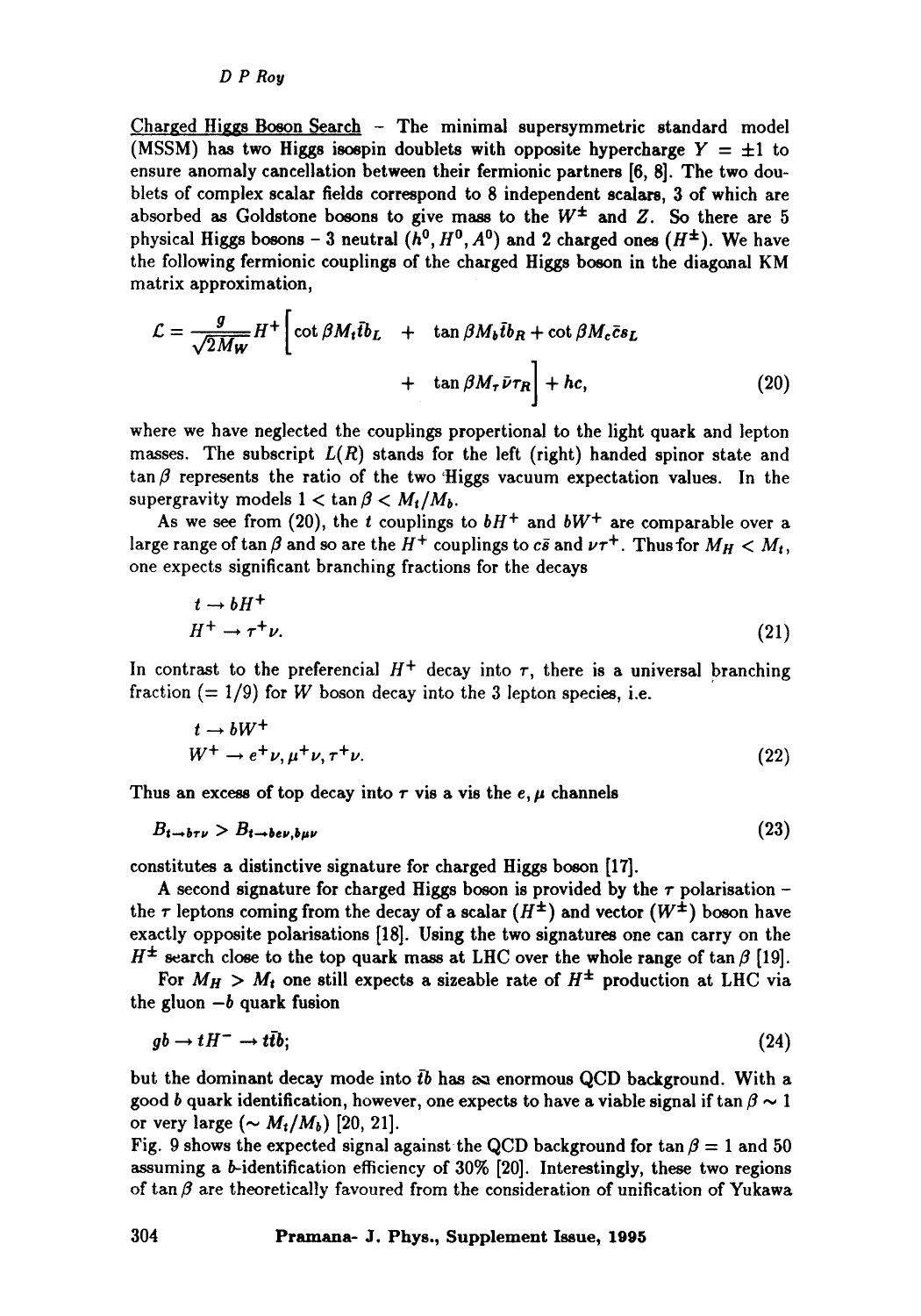Charged Higgs Boson Search – The minimal supersymmetric standard model (MSSM) has two Higgs isospin doublets with opposite hypercharge $Y = \pm 1$ to ensure anomaly cancellation between their fermionic partners [6, 8]. The two doublets of complex scalar fields correspond to 8 independent scalars, 3 of which are absorbed as Goldstone bosons to give mass to the $W^{\pm}$ and $Z$. So there are 5 physical Higgs bosons – 3 neutral ($h^0, H^0, A^0$) and 2 charged ones ($H^{\pm}$). We have the following fermionic couplings of the charged Higgs boson in the diagonal KM matrix approximation,

$$\mathcal{L} = \frac{g}{\sqrt{2}M_W} H^+ \Big[ \cot\beta M_t \bar{t} b_L \;+\; \tan\beta M_b \bar{t} b_R + \cot\beta M_c \bar{c} s_L \\ +\; \tan\beta M_\tau \bar{\nu} \tau_R \Big] + hc, \tag{20}$$

where we have neglected the couplings propertional to the light quark and lepton masses. The subscript $L(R)$ stands for the left (right) handed spinor state and $\tan\beta$ represents the ratio of the two Higgs vacuum expectation values. In the supergravity models $1 < \tan\beta < M_t/M_b$.

As we see from (20), the $t$ couplings to $bH^+$ and $bW^+$ are comparable over a large range of $\tan\beta$ and so are the $H^+$ couplings to $c\bar{s}$ and $\nu\tau^+$. Thus for $M_H < M_t$, one expects significant branching fractions for the decays

$$\begin{aligned} & t \to bH^+ \\ & H^+ \to \tau^+ \nu. \end{aligned} \tag{21}$$

In contrast to the preferencial $H^+$ decay into $\tau$, there is a universal branching fraction ($= 1/9$) for $W$ boson decay into the 3 lepton species, i.e.

$$\begin{aligned} & t \to bW^+ \\ & W^+ \to e^+\nu, \mu^+\nu, \tau^+\nu. \end{aligned} \tag{22}$$

Thus an excess of top decay into $\tau$ vis a vis the $e, \mu$ channels

$$B_{t \to b\tau\nu} > B_{t \to be\nu, b\mu\nu} \tag{23}$$

constitutes a distinctive signature for charged Higgs boson [17].

A second signature for charged Higgs boson is provided by the $\tau$ polarisation – the $\tau$ leptons coming from the decay of a scalar ($H^{\pm}$) and vector ($W^{\pm}$) boson have exactly opposite polarisations [18]. Using the two signatures one can carry on the $H^{\pm}$ search close to the top quark mass at LHC over the whole range of $\tan\beta$ [19].

For $M_H > M_t$ one still expects a sizeable rate of $H^{\pm}$ production at LHC via the gluon $-b$ quark fusion

$$gb \to tH^- \to t\bar{t}b; \tag{24}$$

but the dominant decay mode into $\bar{t}b$ has an enormous QCD background. With a good $b$ quark identification, however, one expects to have a viable signal if $\tan\beta \sim 1$ or very large ($\sim M_t/M_b$) [20, 21].

Fig. 9 shows the expected signal against the QCD background for $\tan\beta = 1$ and 50 assuming a $b$-identification efficiency of 30% [20]. Interestingly, these two regions of $\tan\beta$ are theoretically favoured from the consideration of unification of Yukawa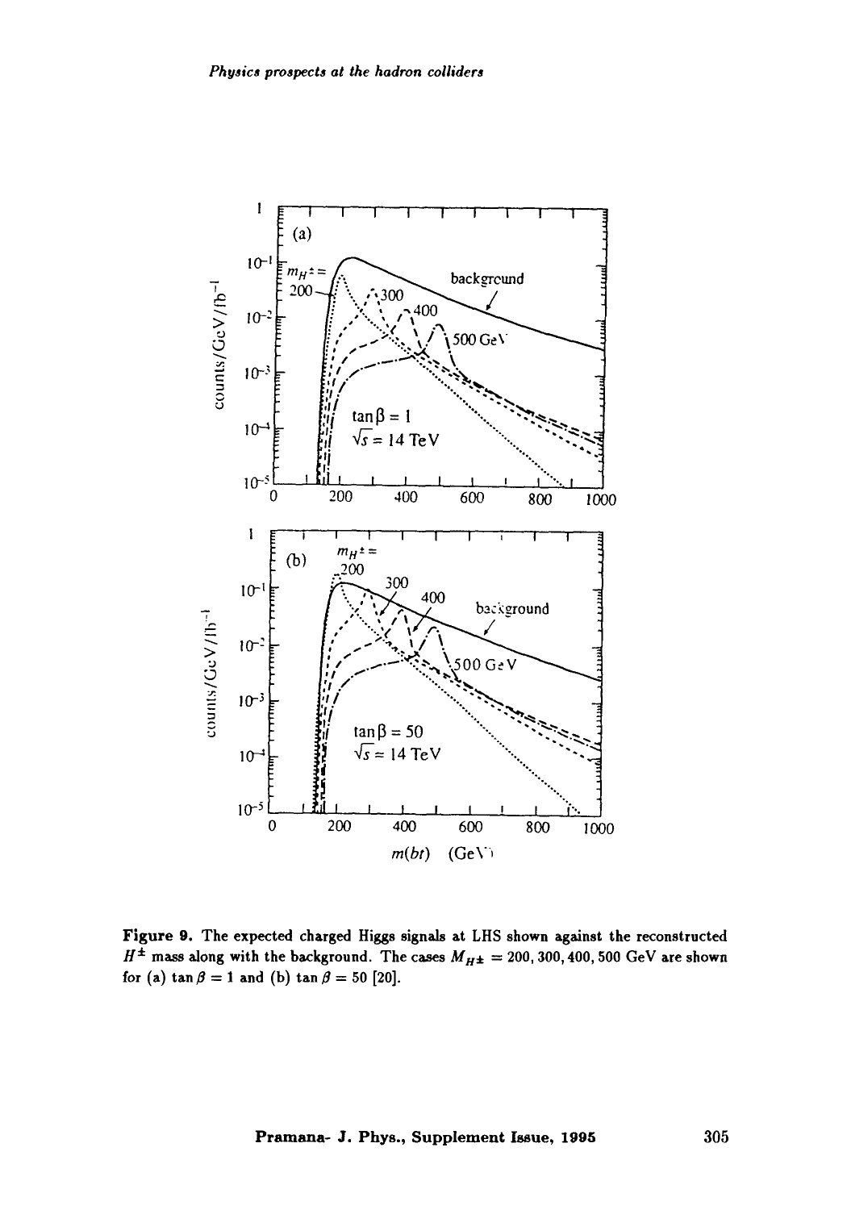**Figure 9.** The expected charged Higgs signals at LHS shown against the reconstructed $H^{\pm}$ mass along with the background. The cases $M_{H^{\pm}} = 200, 300, 400, 500$ GeV are shown for (a) $\tan\beta = 1$ and (b) $\tan\beta = 50$ [20].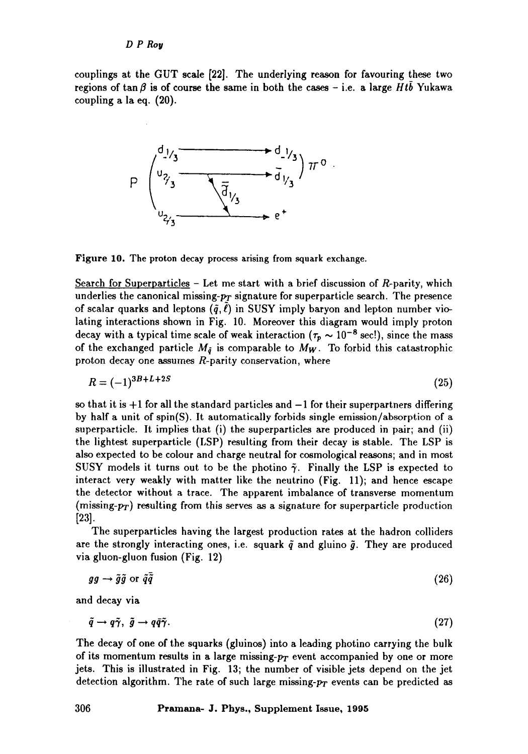couplings at the GUT scale [22]. The underlying reason for favouring these two regions of $\tan\beta$ is of course the same in both the cases – i.e. a large $Ht\bar{b}$ Yukawa coupling a la eq. (20).

Figure 10. The proton decay process arising from squark exchange.

Search for Superparticles – Let me start with a brief discussion of $R$-parity, which underlies the canonical missing-$p_T$ signature for superparticle search. The presence of scalar quarks and leptons $(\tilde{q}, \tilde{\ell})$ in SUSY imply baryon and lepton number violating interactions shown in Fig. 10. Moreover this diagram would imply proton decay with a typical time scale of weak interaction ($\tau_p \sim 10^{-8}$ sec!), since the mass of the exchanged particle $M_{\tilde{q}}$ is comparable to $M_W$. To forbid this catastrophic proton decay one assumes $R$-parity conservation, where

$$R = (-1)^{3B+L+2S} \tag{25}$$

so that it is $+1$ for all the standard particles and $-1$ for their superpartners differing by half a unit of spin(S). It automatically forbids single emission/absorption of a superparticle. It implies that (i) the superparticles are produced in pair; and (ii) the lightest superparticle (LSP) resulting from their decay is stable. The LSP is also expected to be colour and charge neutral for cosmological reasons; and in most SUSY models it turns out to be the photino $\tilde{\gamma}$. Finally the LSP is expected to interact very weakly with matter like the neutrino (Fig. 11); and hence escape the detector without a trace. The apparent imbalance of transverse momentum (missing-$p_T$) resulting from this serves as a signature for superparticle production [23].

The superparticles having the largest production rates at the hadron colliders are the strongly interacting ones, i.e. squark $\tilde{q}$ and gluino $\tilde{g}$. They are produced via gluon-gluon fusion (Fig. 12)

$$gg \to \tilde{g}\tilde{g} \text{ or } \tilde{q}\bar{\tilde{q}} \tag{26}$$

and decay via

$$\tilde{q} \to q\tilde{\gamma},\ \tilde{g} \to q\bar{q}\tilde{\gamma}. \tag{27}$$

The decay of one of the squarks (gluinos) into a leading photino carrying the bulk of its momentum results in a large missing-$p_T$ event accompanied by one or more jets. This is illustrated in Fig. 13; the number of visible jets depend on the jet detection algorithm. The rate of such large missing-$p_T$ events can be predicted as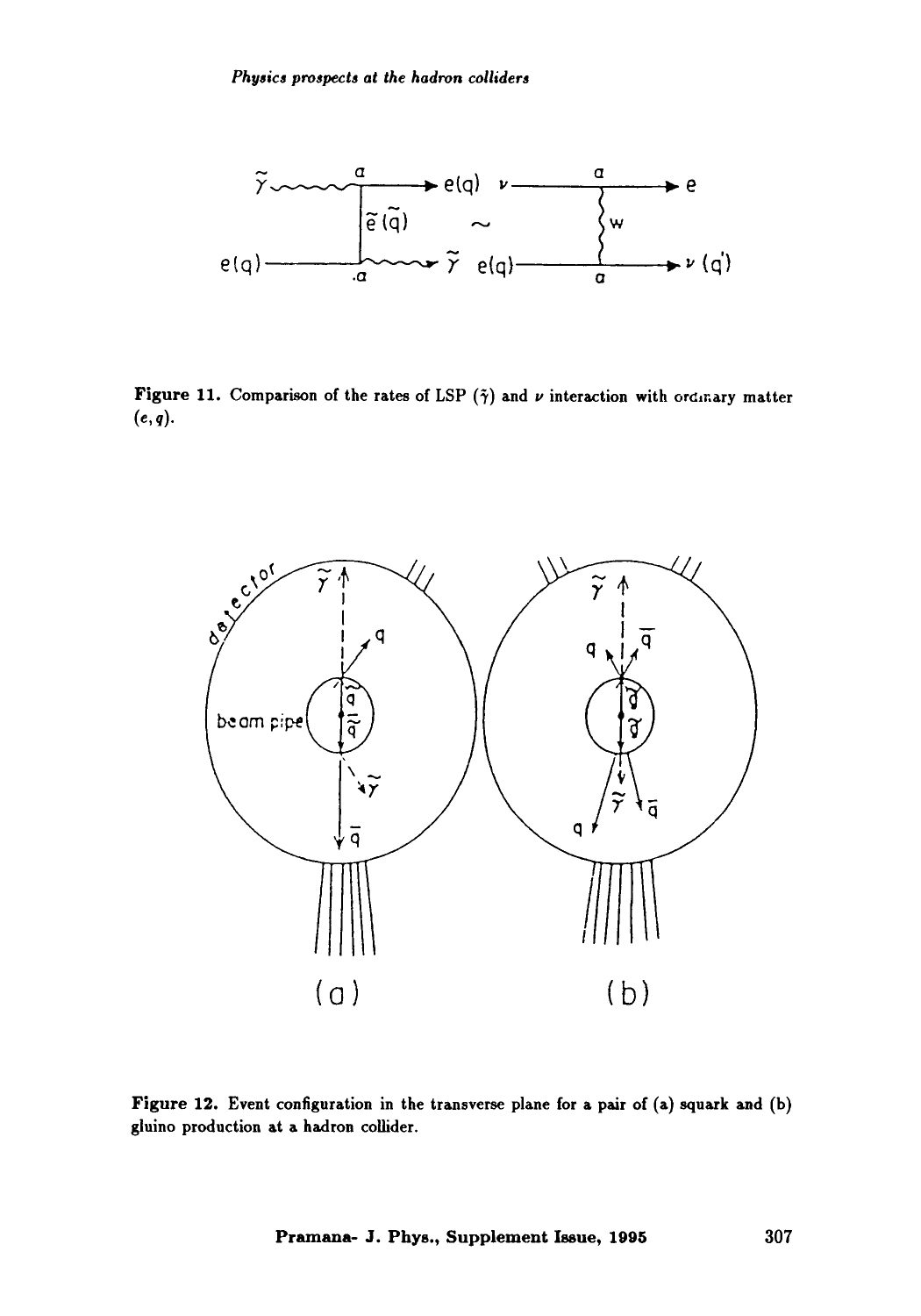Figure 11. Comparison of the rates of LSP ($\tilde{\gamma}$) and $\nu$ interaction with ordinary matter $(e, q)$.

Figure 12. Event configuration in the transverse plane for a pair of (a) squark and (b) gluino production at a hadron collider.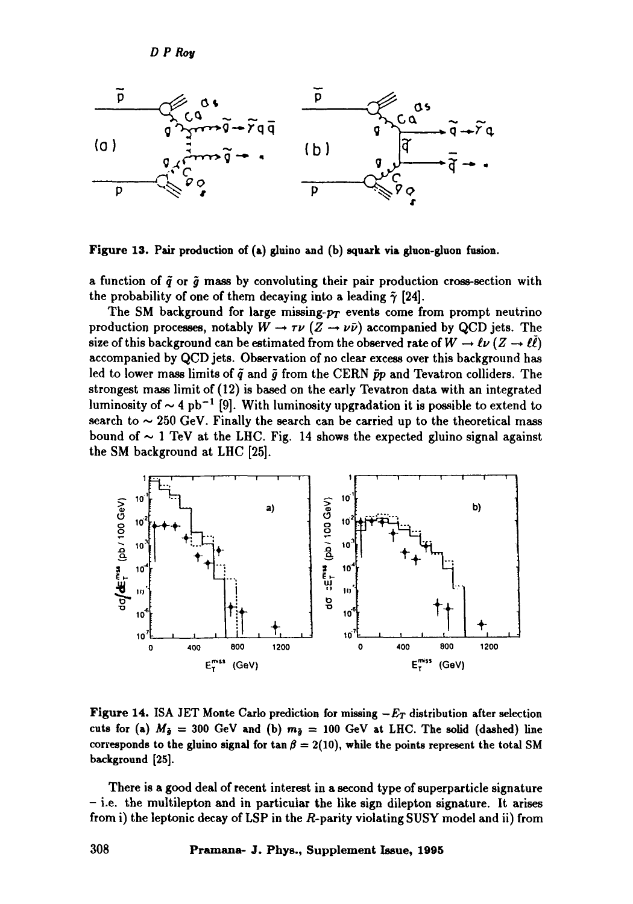Figure 13. Pair production of (a) gluino and (b) squark via gluon-gluon fusion.

a function of $\tilde{q}$ or $\tilde{g}$ mass by convoluting their pair production cross-section with the probability of one of them decaying into a leading $\tilde{\gamma}$ [24].

The SM background for large missing-$p_T$ events come from prompt neutrino production processes, notably $W \to \tau\nu$ ($Z \to \nu\bar{\nu}$) accompanied by QCD jets. The size of this background can be estimated from the observed rate of $W \to \ell\nu$ ($Z \to \ell\bar{\ell}$) accompanied by QCD jets. Observation of no clear excess over this background has led to lower mass limits of $\tilde{q}$ and $\tilde{g}$ from the CERN $\bar{p}p$ and Tevatron colliders. The strongest mass limit of (12) is based on the early Tevatron data with an integrated luminosity of $\sim 4$ pb$^{-1}$ [9]. With luminosity upgradation it is possible to extend to search to $\sim 250$ GeV. Finally the search can be carried up to the theoretical mass bound of $\sim 1$ TeV at the LHC. Fig. 14 shows the expected gluino signal against the SM background at LHC [25].

Figure 14. ISA JET Monte Carlo prediction for missing $-E_T$ distribution after selection cuts for (a) $M_{\tilde{g}} = 300$ GeV and (b) $m_{\tilde{g}} = 100$ GeV at LHC. The solid (dashed) line corresponds to the gluino signal for $\tan\beta = 2(10)$, while the points represent the total SM background [25].

There is a good deal of recent interest in a second type of superparticle signature – i.e. the multilepton and in particular the like sign dilepton signature. It arises from i) the leptonic decay of LSP in the $R$-parity violating SUSY model and ii) from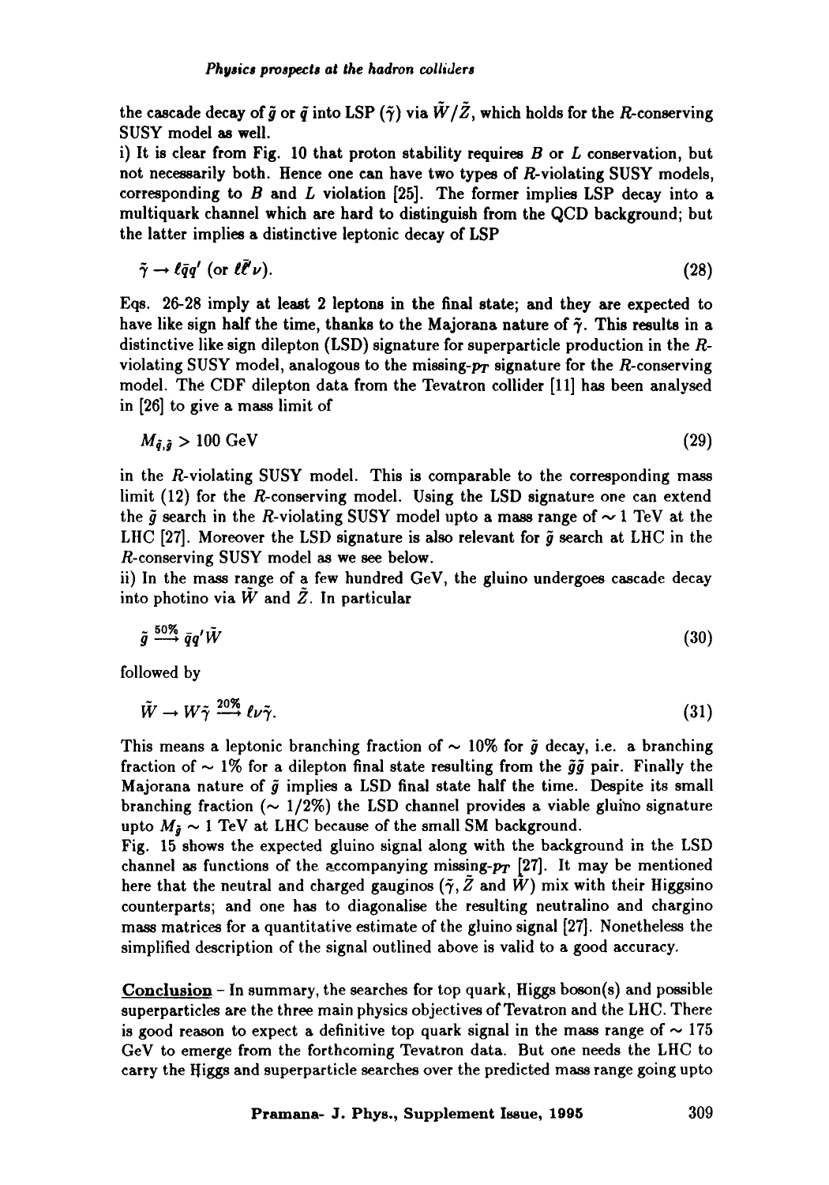the cascade decay of $\tilde{g}$ or $\tilde{q}$ into LSP ($\tilde{\gamma}$) via $\tilde{W}/\tilde{Z}$, which holds for the $R$-conserving SUSY model as well.

i) It is clear from Fig. 10 that proton stability requires $B$ or $L$ conservation, but not necessarily both. Hence one can have two types of $R$-violating SUSY models, corresponding to $B$ and $L$ violation [25]. The former implies LSP decay into a multiquark channel which are hard to distinguish from the QCD background; but the latter implies a distinctive leptonic decay of LSP

$$\tilde{\gamma} \rightarrow \ell \bar{q} q' \text{ (or } \ell \bar{\ell}' \nu). \tag{28}$$

Eqs. 26-28 imply at least 2 leptons in the final state; and they are expected to have like sign half the time, thanks to the Majorana nature of $\tilde{\gamma}$. This results in a distinctive like sign dilepton (LSD) signature for superparticle production in the $R$-violating SUSY model, analogous to the missing-$p_T$ signature for the $R$-conserving model. The CDF dilepton data from the Tevatron collider [11] has been analysed in [26] to give a mass limit of

$$M_{\tilde{q},\tilde{g}} > 100 \text{ GeV} \tag{29}$$

in the $R$-violating SUSY model. This is comparable to the corresponding mass limit (12) for the $R$-conserving model. Using the LSD signature one can extend the $\tilde{g}$ search in the $R$-violating SUSY model upto a mass range of $\sim 1$ TeV at the LHC [27]. Moreover the LSD signature is also relevant for $\tilde{g}$ search at LHC in the $R$-conserving SUSY model as we see below.

ii) In the mass range of a few hundred GeV, the gluino undergoes cascade decay into photino via $\tilde{W}$ and $\tilde{Z}$. In particular

$$\tilde{g} \xrightarrow{50\%} \bar{q} q' \tilde{W} \tag{30}$$

followed by

$$\tilde{W} \rightarrow W \tilde{\gamma} \xrightarrow{20\%} \ell \nu \tilde{\gamma}. \tag{31}$$

This means a leptonic branching fraction of $\sim 10\%$ for $\tilde{g}$ decay, i.e. a branching fraction of $\sim 1\%$ for a dilepton final state resulting from the $\tilde{g}\tilde{g}$ pair. Finally the Majorana nature of $\tilde{g}$ implies a LSD final state half the time. Despite its small branching fraction ($\sim 1/2\%$) the LSD channel provides a viable gluino signature upto $M_{\tilde{g}} \sim 1$ TeV at LHC because of the small SM background.

Fig. 15 shows the expected gluino signal along with the background in the LSD channel as functions of the accompanying missing-$p_T$ [27]. It may be mentioned here that the neutral and charged gauginos ($\tilde{\gamma}, \tilde{Z}$ and $\tilde{W}$) mix with their Higgsino counterparts; and one has to diagonalise the resulting neutralino and chargino mass matrices for a quantitative estimate of the gluino signal [27]. Nonetheless the simplified description of the signal outlined above is valid to a good accuracy.

**Conclusion** – In summary, the searches for top quark, Higgs boson(s) and possible superparticles are the three main physics objectives of Tevatron and the LHC. There is good reason to expect a definitive top quark signal in the mass range of $\sim 175$ GeV to emerge from the forthcoming Tevatron data. But one needs the LHC to carry the Higgs and superparticle searches over the predicted mass range going upto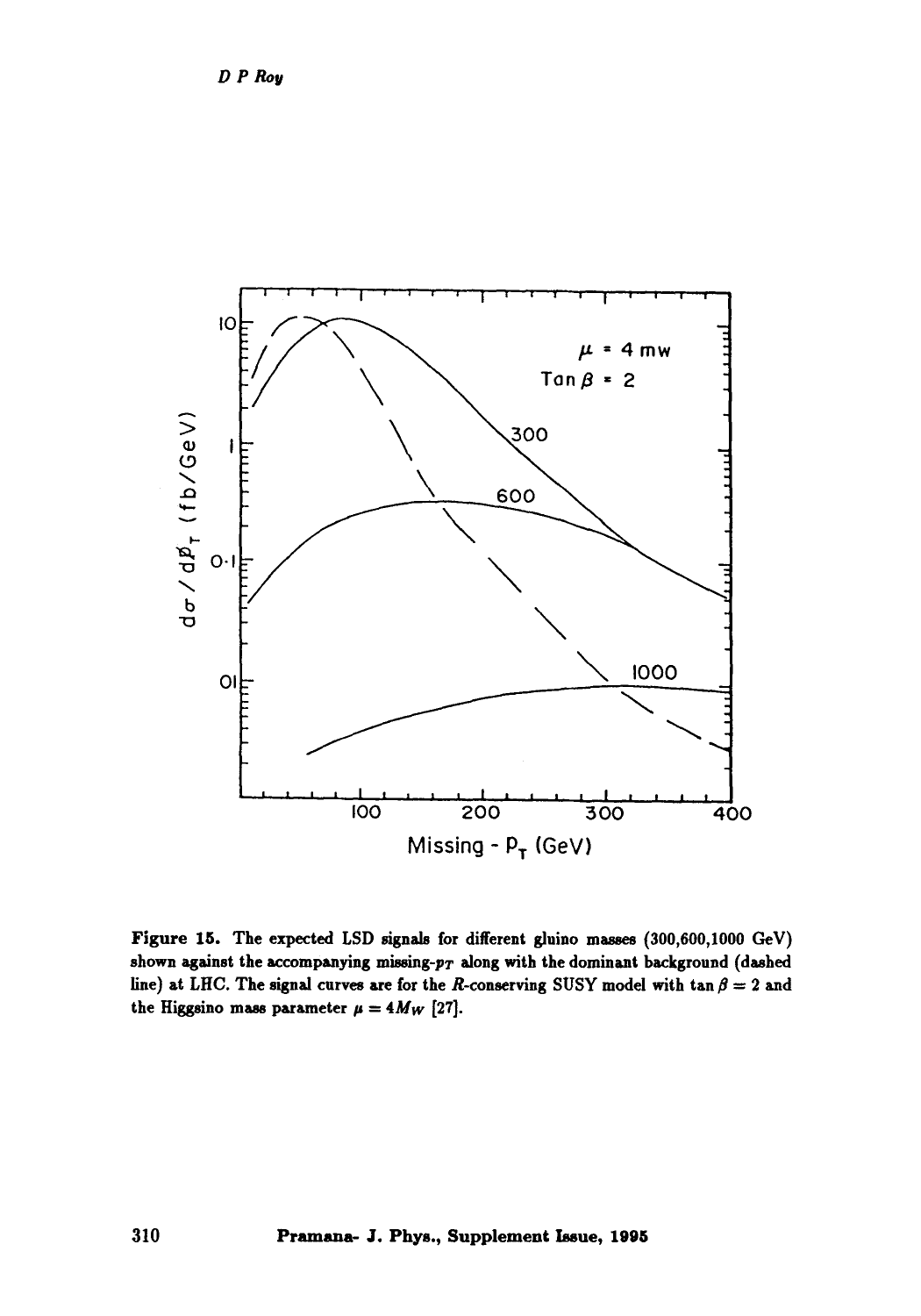**Figure 15.** The expected LSD signals for different gluino masses (300,600,1000 GeV) shown against the accompanying missing-$p_T$ along with the dominant background (dashed line) at LHC. The signal curves are for the $R$-conserving SUSY model with $\tan\beta = 2$ and the Higgsino mass parameter $\mu = 4M_W$ [27].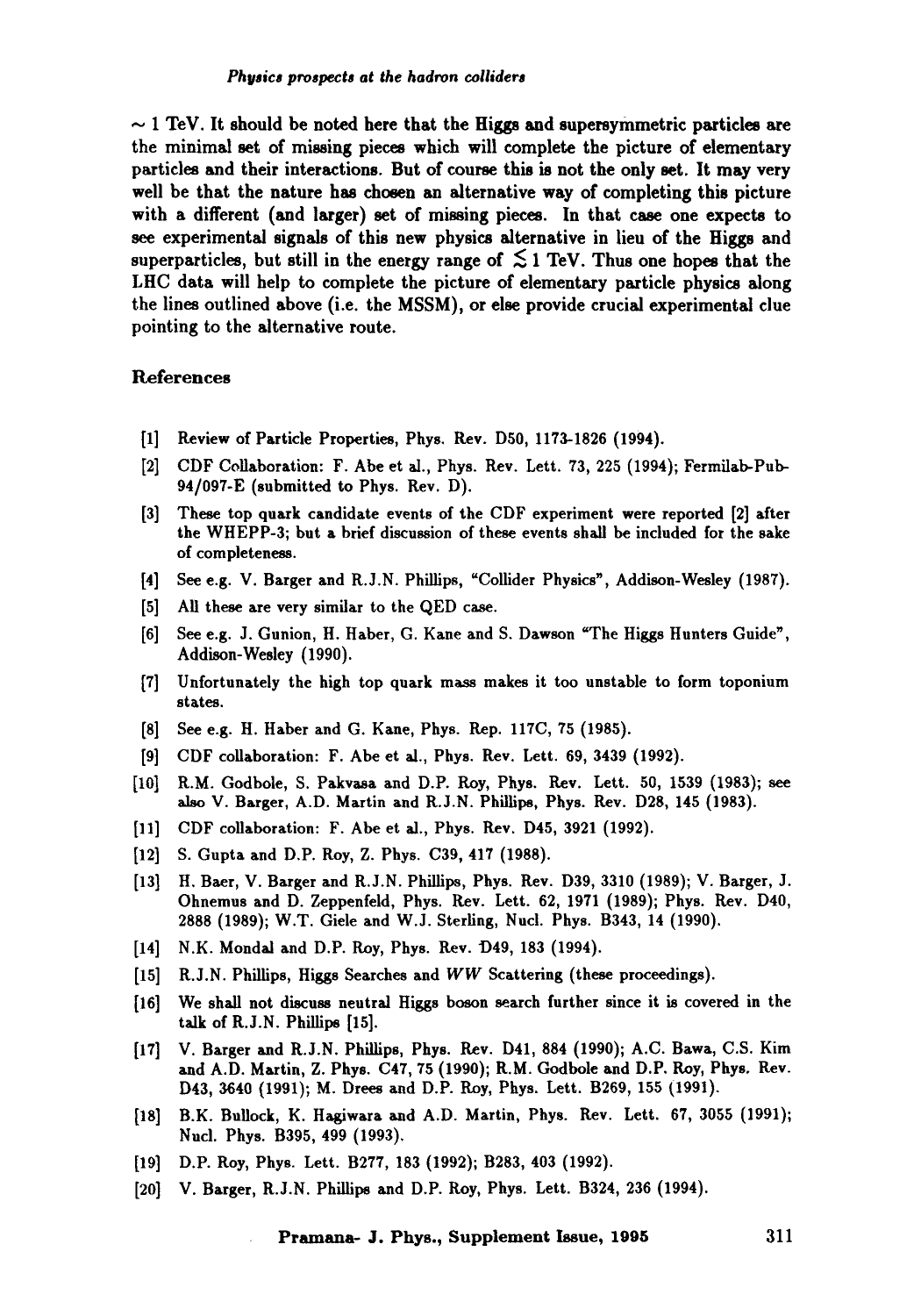$\sim 1$ TeV. It should be noted here that the Higgs and supersymmetric particles are the minimal set of missing pieces which will complete the picture of elementary particles and their interactions. But of course this is not the only set. It may very well be that the nature has chosen an alternative way of completing this picture with a different (and larger) set of missing pieces. In that case one expects to see experimental signals of this new physics alternative in lieu of the Higgs and superparticles, but still in the energy range of $\lesssim 1$ TeV. Thus one hopes that the LHC data will help to complete the picture of elementary particle physics along the lines outlined above (i.e. the MSSM), or else provide crucial experimental clue pointing to the alternative route.

## References

[1] Review of Particle Properties, Phys. Rev. D50, 1173-1826 (1994).

[2] CDF Collaboration: F. Abe et al., Phys. Rev. Lett. 73, 225 (1994); Fermilab-Pub-94/097-E (submitted to Phys. Rev. D).

[3] These top quark candidate events of the CDF experiment were reported [2] after the WHEPP-3; but a brief discussion of these events shall be included for the sake of completeness.

[4] See e.g. V. Barger and R.J.N. Phillips, "Collider Physics", Addison-Wesley (1987).

[5] All these are very similar to the QED case.

[6] See e.g. J. Gunion, H. Haber, G. Kane and S. Dawson "The Higgs Hunters Guide", Addison-Wesley (1990).

[7] Unfortunately the high top quark mass makes it too unstable to form toponium states.

[8] See e.g. H. Haber and G. Kane, Phys. Rep. 117C, 75 (1985).

[9] CDF collaboration: F. Abe et al., Phys. Rev. Lett. 69, 3439 (1992).

[10] R.M. Godbole, S. Pakvasa and D.P. Roy, Phys. Rev. Lett. 50, 1539 (1983); see also V. Barger, A.D. Martin and R.J.N. Phillips, Phys. Rev. D28, 145 (1983).

[11] CDF collaboration: F. Abe et al., Phys. Rev. D45, 3921 (1992).

[12] S. Gupta and D.P. Roy, Z. Phys. C39, 417 (1988).

[13] H. Baer, V. Barger and R.J.N. Phillips, Phys. Rev. D39, 3310 (1989); V. Barger, J. Ohnemus and D. Zeppenfeld, Phys. Rev. Lett. 62, 1971 (1989); Phys. Rev. D40, 2888 (1989); W.T. Giele and W.J. Sterling, Nucl. Phys. B343, 14 (1990).

[14] N.K. Mondal and D.P. Roy, Phys. Rev. D49, 183 (1994).

[15] R.J.N. Phillips, Higgs Searches and *WW* Scattering (these proceedings).

[16] We shall not discuss neutral Higgs boson search further since it is covered in the talk of R.J.N. Phillips [15].

[17] V. Barger and R.J.N. Phillips, Phys. Rev. D41, 884 (1990); A.C. Bawa, C.S. Kim and A.D. Martin, Z. Phys. C47, 75 (1990); R.M. Godbole and D.P. Roy, Phys. Rev. D43, 3640 (1991); M. Drees and D.P. Roy, Phys. Lett. B269, 155 (1991).

[18] B.K. Bullock, K. Hagiwara and A.D. Martin, Phys. Rev. Lett. 67, 3055 (1991); Nucl. Phys. B395, 499 (1993).

[19] D.P. Roy, Phys. Lett. B277, 183 (1992); B283, 403 (1992).

[20] V. Barger, R.J.N. Phillips and D.P. Roy, Phys. Lett. B324, 236 (1994).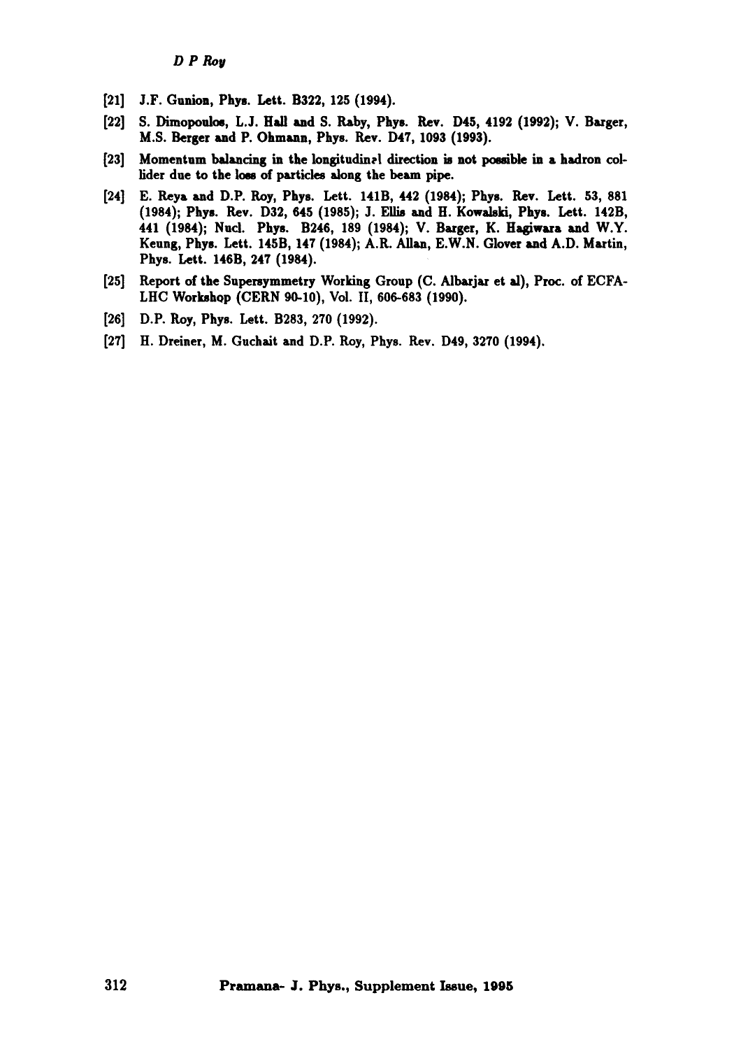[21] J.F. Gunion, Phys. Lett. B322, 125 (1994).

[22] S. Dimopoulos, L.J. Hall and S. Raby, Phys. Rev. D45, 4192 (1992); V. Barger, M.S. Berger and P. Ohmann, Phys. Rev. D47, 1093 (1993).

[23] Momentum balancing in the longitudinal direction is not possible in a hadron collider due to the loss of particles along the beam pipe.

[24] E. Reya and D.P. Roy, Phys. Lett. 141B, 442 (1984); Phys. Rev. Lett. 53, 881 (1984); Phys. Rev. D32, 645 (1985); J. Ellis and H. Kowalski, Phys. Lett. 142B, 441 (1984); Nucl. Phys. B246, 189 (1984); V. Barger, K. Hagiwara and W.Y. Keung, Phys. Lett. 145B, 147 (1984); A.R. Allan, E.W.N. Glover and A.D. Martin, Phys. Lett. 146B, 247 (1984).

[25] Report of the Supersymmetry Working Group (C. Albarjar et al), Proc. of ECFA-LHC Workshop (CERN 90-10), Vol. II, 606-683 (1990).

[26] D.P. Roy, Phys. Lett. B283, 270 (1992).

[27] H. Dreiner, M. Guchait and D.P. Roy, Phys. Rev. D49, 3270 (1994).